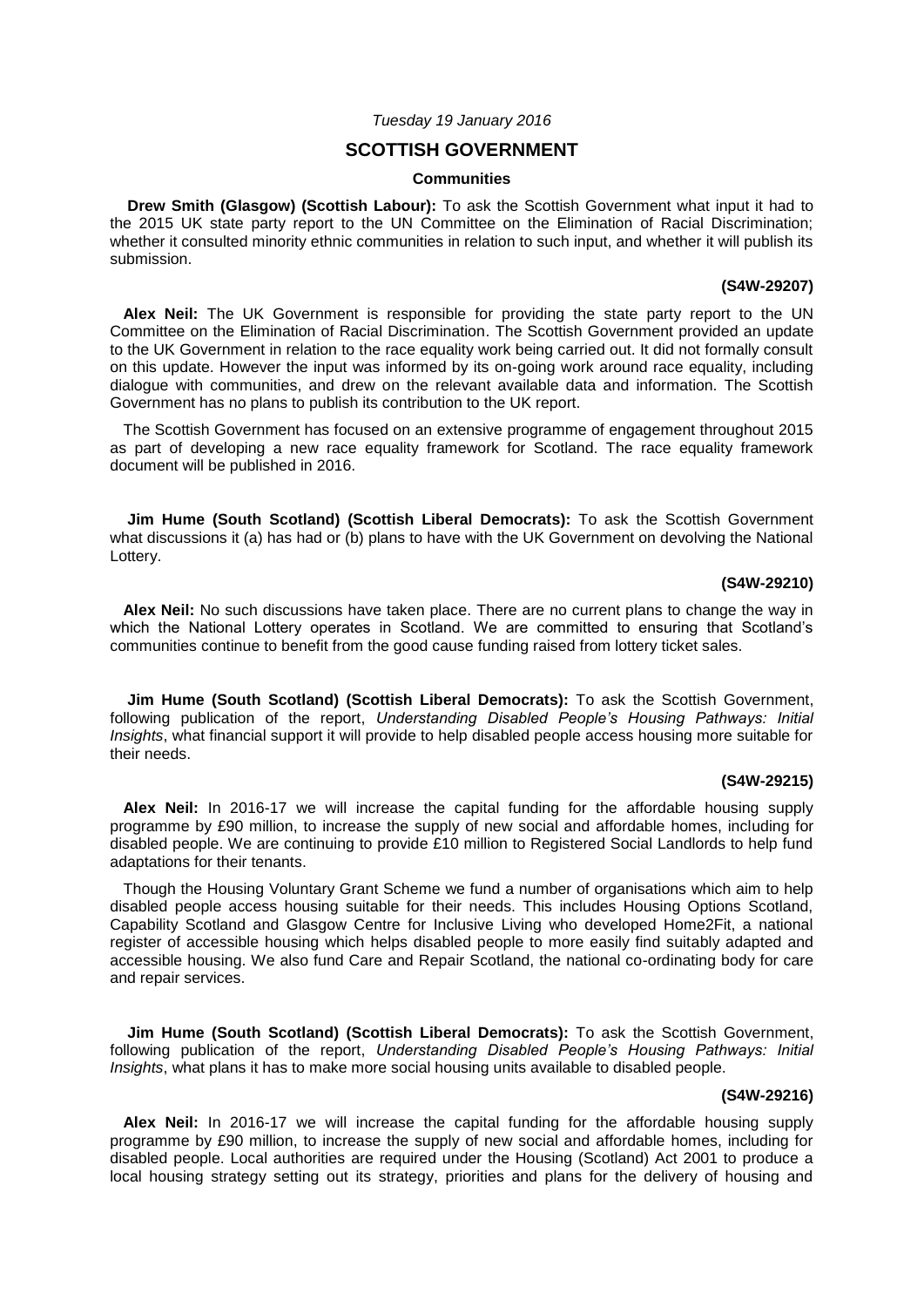*Tuesday 19 January 2016*

## SCOTTISH GOVERNMENT

### Communities

**Drew Smith (Glasgow) (Scottish Labour):** To ask the Scottish Government what input it had to the 2015 UK state party report to the UN Committee on the Elimination of Racial Discrimination; whether it consulted minority ethnic communities in relation to such input, and whether it will publish its submission.

**(S4W-29207)**

**Alex Neil:** The UK Government is responsible for providing the state party report to the UN Committee on the Elimination of Racial Discrimination. The Scottish Government provided an update to the UK Government in relation to the race equality work being carried out. It did not formally consult on this update. However the input was informed by its on-going work around race equality, including dialogue with communities, and drew on the relevant available data and information. The Scottish Government has no plans to publish its contribution to the UK report.

The Scottish Government has focused on an extensive programme of engagement throughout 2015 as part of developing a new race equality framework for Scotland. The race equality framework document will be published in 2016.

**Jim Hume (South Scotland) (Scottish Liberal Democrats):** To ask the Scottish Government what discussions it (a) has had or (b) plans to have with the UK Government on devolving the National Lottery.

**(S4W-29210)**

**Alex Neil:** No such discussions have taken place. There are no current plans to change the way in which the National Lottery operates in Scotland. We are committed to ensuring that Scotland's communities continue to benefit from the good cause funding raised from lottery ticket sales.

**Jim Hume (South Scotland) (Scottish Liberal Democrats):** To ask the Scottish Government, following publication of the report, *Understanding Disabled People's Housing Pathways: Initial Insights*, what financial support it will provide to help disabled people access housing more suitable for their needs.

**(S4W-29215)**

**Alex Neil:** In 2016-17 we will increase the capital funding for the affordable housing supply programme by £90 million, to increase the supply of new social and affordable homes, including for disabled people. We are continuing to provide £10 million to Registered Social Landlords to help fund adaptations for their tenants.

Though the Housing Voluntary Grant Scheme we fund a number of organisations which aim to help disabled people access housing suitable for their needs. This includes Housing Options Scotland, Capability Scotland and Glasgow Centre for Inclusive Living who developed Home2Fit, a national register of accessible housing which helps disabled people to more easily find suitably adapted and accessible housing. We also fund Care and Repair Scotland, the national co-ordinating body for care and repair services.

**Jim Hume (South Scotland) (Scottish Liberal Democrats):** To ask the Scottish Government, following publication of the report, *Understanding Disabled People's Housing Pathways: Initial Insights*, what plans it has to make more social housing units available to disabled people.

**(S4W-29216)**

**Alex Neil:** In 2016-17 we will increase the capital funding for the affordable housing supply programme by £90 million, to increase the supply of new social and affordable homes, including for disabled people. Local authorities are required under the Housing (Scotland) Act 2001 to produce a local housing strategy setting out its strategy, priorities and plans for the delivery of housing and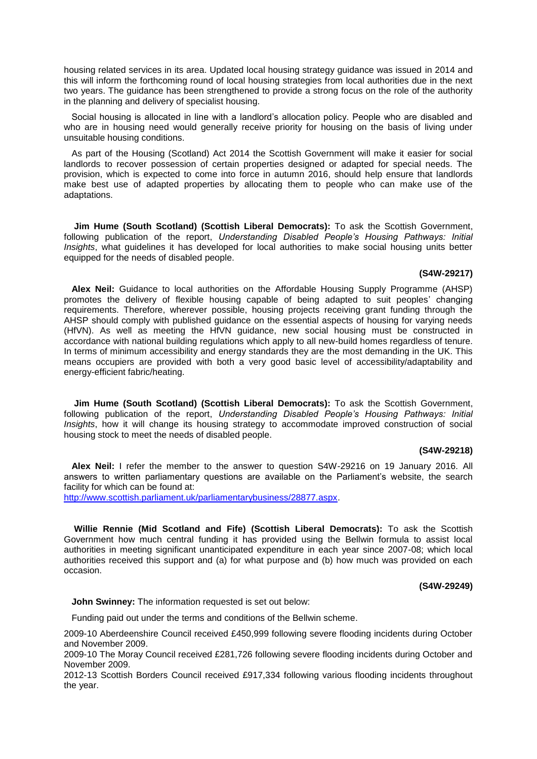housing related services in its area. Updated local housing strategy guidance was issued in 2014 and this will inform the forthcoming round of local housing strategies from local authorities due in the next two years. The guidance has been strengthened to provide a strong focus on the role of the authority in the planning and delivery of specialist housing.

Social housing is allocated in line with a landlord's allocation policy. People who are disabled and who are in housing need would generally receive priority for housing on the basis of living under unsuitable housing conditions.

As part of the Housing (Scotland) Act 2014 the Scottish Government will make it easier for social landlords to recover possession of certain properties designed or adapted for special needs. The provision, which is expected to come into force in autumn 2016, should help ensure that landlords make best use of adapted properties by allocating them to people who can make use of the adaptations.

**Jim Hume (South Scotland) (Scottish Liberal Democrats):** To ask the Scottish Government, following publication of the report, *Understanding Disabled People's Housing Pathways: Initial Insights*, what guidelines it has developed for local authorities to make social housing units better equipped for the needs of disabled people.

**(S4W-29217)**

**Alex Neil:** Guidance to local authorities on the Affordable Housing Supply Programme (AHSP) promotes the delivery of flexible housing capable of being adapted to suit peoples' changing requirements. Therefore, wherever possible, housing projects receiving grant funding through the AHSP should comply with published guidance on the essential aspects of housing for varying needs (HfVN). As well as meeting the HfVN guidance, new social housing must be constructed in accordance with national building regulations which apply to all new-build homes regardless of tenure. In terms of minimum accessibility and energy standards they are the most demanding in the UK. This means occupiers are provided with both a very good basic level of accessibility/adaptability and energy-efficient fabric/heating.

**Jim Hume (South Scotland) (Scottish Liberal Democrats):** To ask the Scottish Government, following publication of the report, *Understanding Disabled People's Housing Pathways: Initial Insights*, how it will change its housing strategy to accommodate improved construction of social housing stock to meet the needs of disabled people.

**(S4W-29218)**

**Alex Neil:** I refer the member to the answer to question S4W-29216 on 19 January 2016. All answers to written parliamentary questions are available on the Parliament's website, the search facility for which can be found at:
http://www.scottish.parliament.uk/parliamentarybusiness/28877.aspx.

**Willie Rennie (Mid Scotland and Fife) (Scottish Liberal Democrats):** To ask the Scottish Government how much central funding it has provided using the Bellwin formula to assist local authorities in meeting significant unanticipated expenditure in each year since 2007-08; which local authorities received this support and (a) for what purpose and (b) how much was provided on each occasion.

**(S4W-29249)**

**John Swinney:** The information requested is set out below:

Funding paid out under the terms and conditions of the Bellwin scheme.

2009-10 Aberdeenshire Council received £450,999 following severe flooding incidents during October and November 2009.
2009-10 The Moray Council received £281,726 following severe flooding incidents during October and November 2009.
2012-13 Scottish Borders Council received £917,334 following various flooding incidents throughout the year.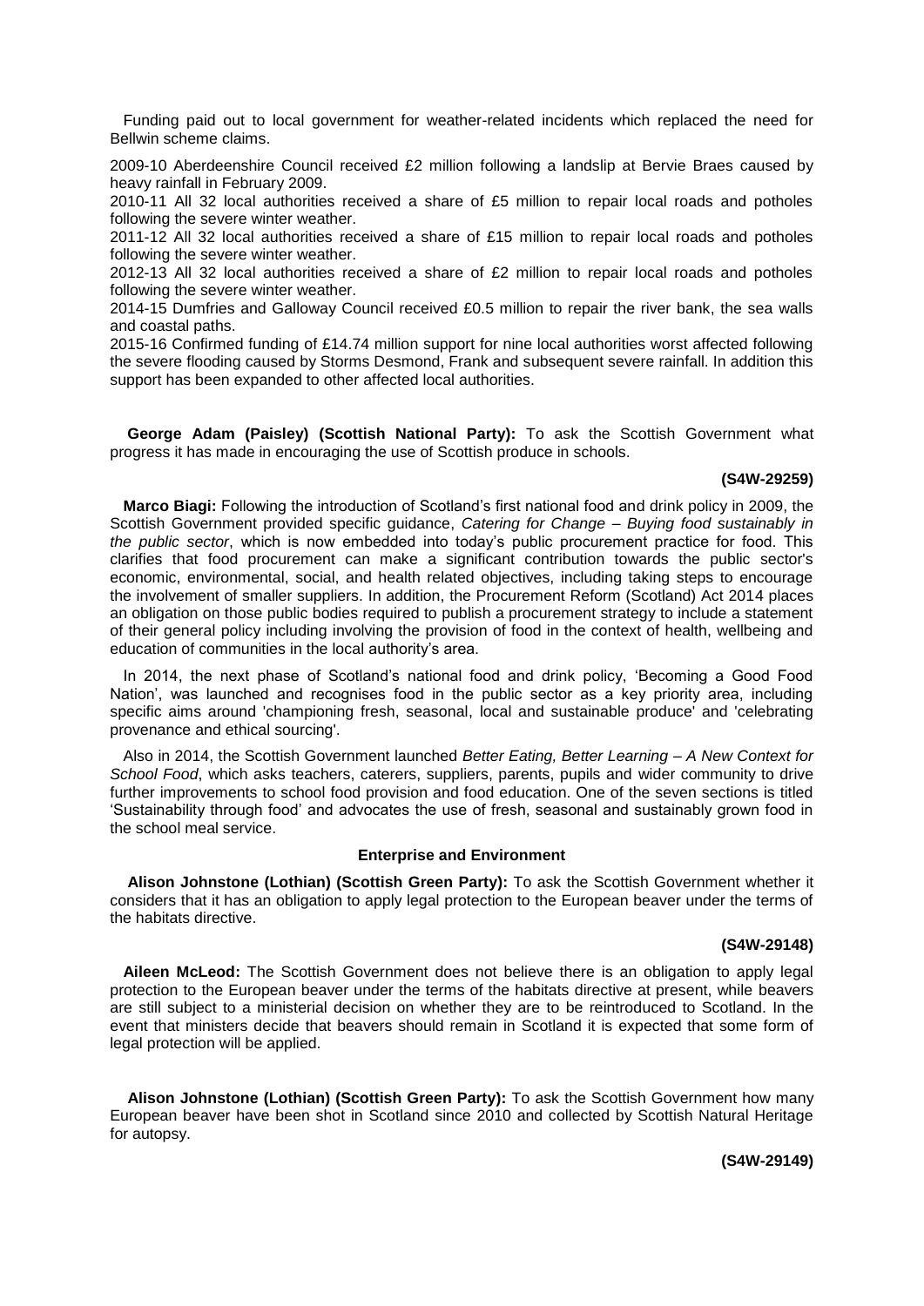Funding paid out to local government for weather-related incidents which replaced the need for Bellwin scheme claims.

2009-10 Aberdeenshire Council received £2 million following a landslip at Bervie Braes caused by heavy rainfall in February 2009.

2010-11 All 32 local authorities received a share of £5 million to repair local roads and potholes following the severe winter weather.

2011-12 All 32 local authorities received a share of £15 million to repair local roads and potholes following the severe winter weather.

2012-13 All 32 local authorities received a share of £2 million to repair local roads and potholes following the severe winter weather.

2014-15 Dumfries and Galloway Council received £0.5 million to repair the river bank, the sea walls and coastal paths.

2015-16 Confirmed funding of £14.74 million support for nine local authorities worst affected following the severe flooding caused by Storms Desmond, Frank and subsequent severe rainfall. In addition this support has been expanded to other affected local authorities.

**George Adam (Paisley) (Scottish National Party):** To ask the Scottish Government what progress it has made in encouraging the use of Scottish produce in schools.

**(S4W-29259)**

**Marco Biagi:** Following the introduction of Scotland's first national food and drink policy in 2009, the Scottish Government provided specific guidance, *Catering for Change – Buying food sustainably in the public sector*, which is now embedded into today's public procurement practice for food. This clarifies that food procurement can make a significant contribution towards the public sector's economic, environmental, social, and health related objectives, including taking steps to encourage the involvement of smaller suppliers. In addition, the Procurement Reform (Scotland) Act 2014 places an obligation on those public bodies required to publish a procurement strategy to include a statement of their general policy including involving the provision of food in the context of health, wellbeing and education of communities in the local authority's area.

In 2014, the next phase of Scotland's national food and drink policy, 'Becoming a Good Food Nation', was launched and recognises food in the public sector as a key priority area, including specific aims around 'championing fresh, seasonal, local and sustainable produce' and 'celebrating provenance and ethical sourcing'.

Also in 2014, the Scottish Government launched *Better Eating, Better Learning – A New Context for School Food*, which asks teachers, caterers, suppliers, parents, pupils and wider community to drive further improvements to school food provision and food education. One of the seven sections is titled 'Sustainability through food' and advocates the use of fresh, seasonal and sustainably grown food in the school meal service.

### Enterprise and Environment

**Alison Johnstone (Lothian) (Scottish Green Party):** To ask the Scottish Government whether it considers that it has an obligation to apply legal protection to the European beaver under the terms of the habitats directive.

**(S4W-29148)**

**Aileen McLeod:** The Scottish Government does not believe there is an obligation to apply legal protection to the European beaver under the terms of the habitats directive at present, while beavers are still subject to a ministerial decision on whether they are to be reintroduced to Scotland. In the event that ministers decide that beavers should remain in Scotland it is expected that some form of legal protection will be applied.

**Alison Johnstone (Lothian) (Scottish Green Party):** To ask the Scottish Government how many European beaver have been shot in Scotland since 2010 and collected by Scottish Natural Heritage for autopsy.

**(S4W-29149)**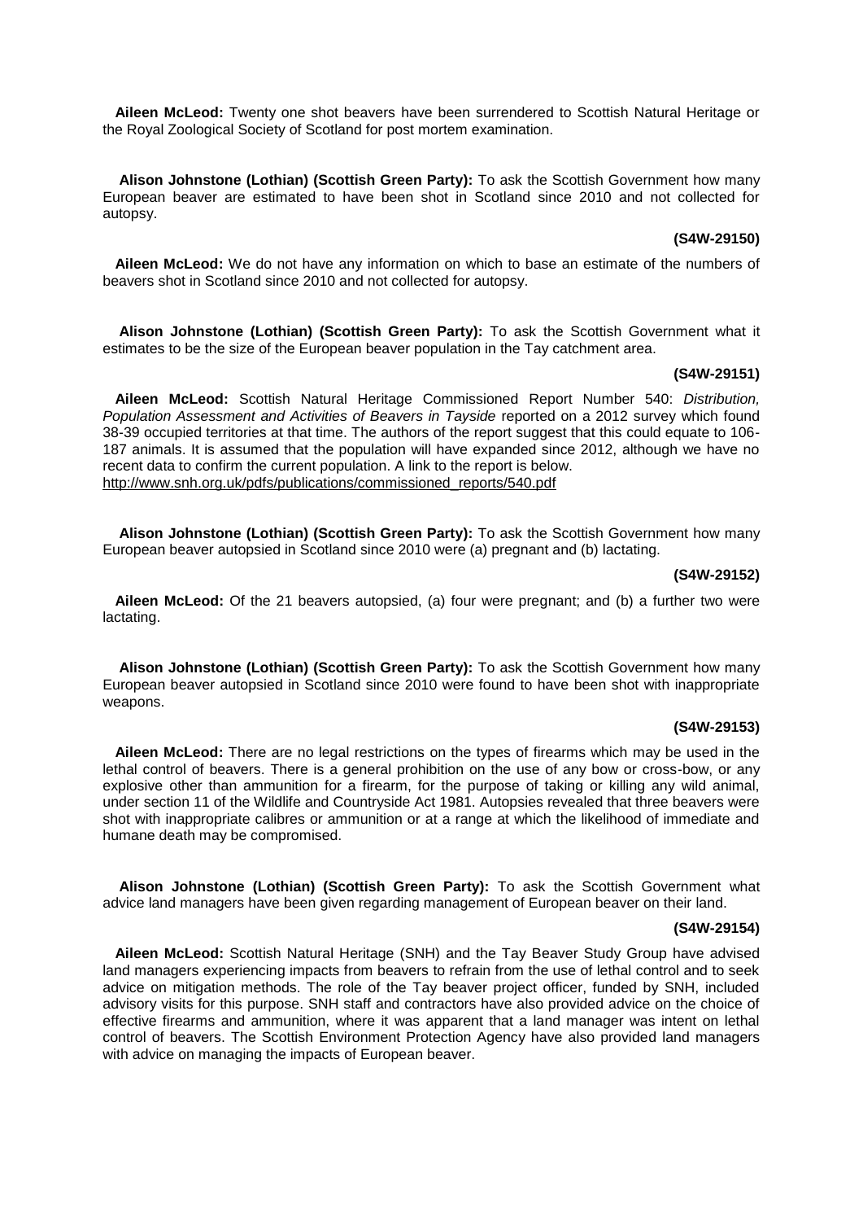**Aileen McLeod:** Twenty one shot beavers have been surrendered to Scottish Natural Heritage or the Royal Zoological Society of Scotland for post mortem examination.

**Alison Johnstone (Lothian) (Scottish Green Party):** To ask the Scottish Government how many European beaver are estimated to have been shot in Scotland since 2010 and not collected for autopsy.

**(S4W-29150)**

**Aileen McLeod:** We do not have any information on which to base an estimate of the numbers of beavers shot in Scotland since 2010 and not collected for autopsy.

**Alison Johnstone (Lothian) (Scottish Green Party):** To ask the Scottish Government what it estimates to be the size of the European beaver population in the Tay catchment area.

**(S4W-29151)**

**Aileen McLeod:** Scottish Natural Heritage Commissioned Report Number 540: *Distribution, Population Assessment and Activities of Beavers in Tayside* reported on a 2012 survey which found 38-39 occupied territories at that time. The authors of the report suggest that this could equate to 106-187 animals. It is assumed that the population will have expanded since 2012, although we have no recent data to confirm the current population. A link to the report is below.
http://www.snh.org.uk/pdfs/publications/commissioned_reports/540.pdf

**Alison Johnstone (Lothian) (Scottish Green Party):** To ask the Scottish Government how many European beaver autopsied in Scotland since 2010 were (a) pregnant and (b) lactating.

**(S4W-29152)**

**Aileen McLeod:** Of the 21 beavers autopsied, (a) four were pregnant; and (b) a further two were lactating.

**Alison Johnstone (Lothian) (Scottish Green Party):** To ask the Scottish Government how many European beaver autopsied in Scotland since 2010 were found to have been shot with inappropriate weapons.

**(S4W-29153)**

**Aileen McLeod:** There are no legal restrictions on the types of firearms which may be used in the lethal control of beavers. There is a general prohibition on the use of any bow or cross-bow, or any explosive other than ammunition for a firearm, for the purpose of taking or killing any wild animal, under section 11 of the Wildlife and Countryside Act 1981. Autopsies revealed that three beavers were shot with inappropriate calibres or ammunition or at a range at which the likelihood of immediate and humane death may be compromised.

**Alison Johnstone (Lothian) (Scottish Green Party):** To ask the Scottish Government what advice land managers have been given regarding management of European beaver on their land.

**(S4W-29154)**

**Aileen McLeod:** Scottish Natural Heritage (SNH) and the Tay Beaver Study Group have advised land managers experiencing impacts from beavers to refrain from the use of lethal control and to seek advice on mitigation methods. The role of the Tay beaver project officer, funded by SNH, included advisory visits for this purpose. SNH staff and contractors have also provided advice on the choice of effective firearms and ammunition, where it was apparent that a land manager was intent on lethal control of beavers. The Scottish Environment Protection Agency have also provided land managers with advice on managing the impacts of European beaver.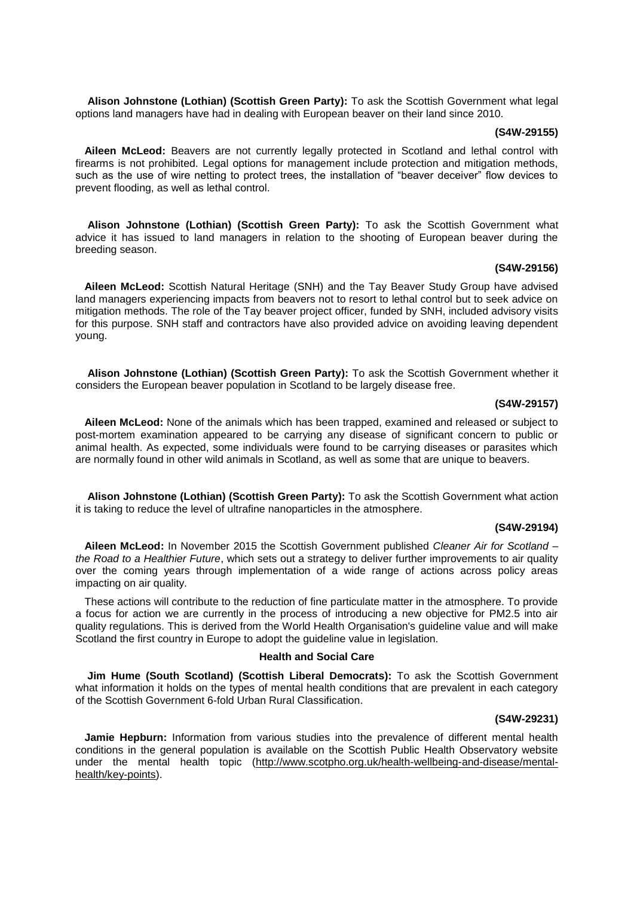**Alison Johnstone (Lothian) (Scottish Green Party):** To ask the Scottish Government what legal options land managers have had in dealing with European beaver on their land since 2010.

**(S4W-29155)**

**Aileen McLeod:** Beavers are not currently legally protected in Scotland and lethal control with firearms is not prohibited. Legal options for management include protection and mitigation methods, such as the use of wire netting to protect trees, the installation of "beaver deceiver" flow devices to prevent flooding, as well as lethal control.

**Alison Johnstone (Lothian) (Scottish Green Party):** To ask the Scottish Government what advice it has issued to land managers in relation to the shooting of European beaver during the breeding season.

**(S4W-29156)**

**Aileen McLeod:** Scottish Natural Heritage (SNH) and the Tay Beaver Study Group have advised land managers experiencing impacts from beavers not to resort to lethal control but to seek advice on mitigation methods. The role of the Tay beaver project officer, funded by SNH, included advisory visits for this purpose. SNH staff and contractors have also provided advice on avoiding leaving dependent young.

**Alison Johnstone (Lothian) (Scottish Green Party):** To ask the Scottish Government whether it considers the European beaver population in Scotland to be largely disease free.

**(S4W-29157)**

**Aileen McLeod:** None of the animals which has been trapped, examined and released or subject to post-mortem examination appeared to be carrying any disease of significant concern to public or animal health. As expected, some individuals were found to be carrying diseases or parasites which are normally found in other wild animals in Scotland, as well as some that are unique to beavers.

**Alison Johnstone (Lothian) (Scottish Green Party):** To ask the Scottish Government what action it is taking to reduce the level of ultrafine nanoparticles in the atmosphere.

**(S4W-29194)**

**Aileen McLeod:** In November 2015 the Scottish Government published *Cleaner Air for Scotland – the Road to a Healthier Future*, which sets out a strategy to deliver further improvements to air quality over the coming years through implementation of a wide range of actions across policy areas impacting on air quality.

These actions will contribute to the reduction of fine particulate matter in the atmosphere. To provide a focus for action we are currently in the process of introducing a new objective for PM2.5 into air quality regulations. This is derived from the World Health Organisation's guideline value and will make Scotland the first country in Europe to adopt the guideline value in legislation.

## Health and Social Care

**Jim Hume (South Scotland) (Scottish Liberal Democrats):** To ask the Scottish Government what information it holds on the types of mental health conditions that are prevalent in each category of the Scottish Government 6-fold Urban Rural Classification.

**(S4W-29231)**

**Jamie Hepburn:** Information from various studies into the prevalence of different mental health conditions in the general population is available on the Scottish Public Health Observatory website under the mental health topic (http://www.scotpho.org.uk/health-wellbeing-and-disease/mental-health/key-points).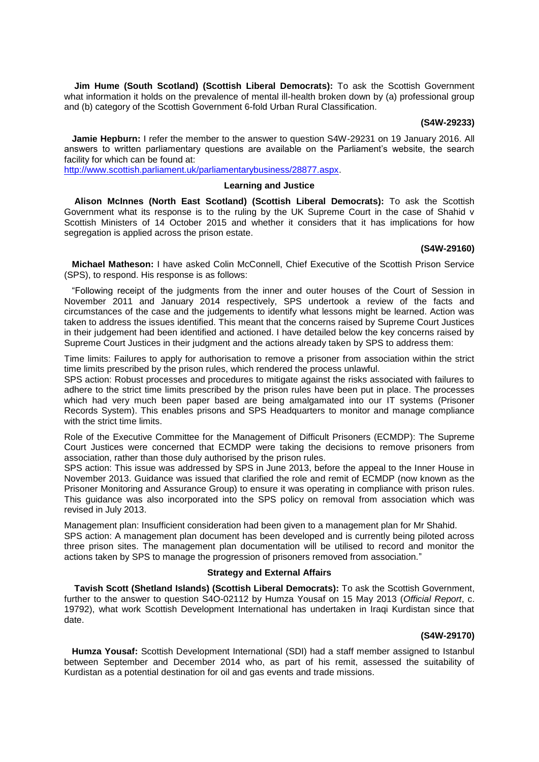**Jim Hume (South Scotland) (Scottish Liberal Democrats):** To ask the Scottish Government what information it holds on the prevalence of mental ill-health broken down by (a) professional group and (b) category of the Scottish Government 6-fold Urban Rural Classification.

**(S4W-29233)**

**Jamie Hepburn:** I refer the member to the answer to question S4W-29231 on 19 January 2016. All answers to written parliamentary questions are available on the Parliament's website, the search facility for which can be found at: [http://www.scottish.parliament.uk/parliamentarybusiness/28877.aspx](http://www.scottish.parliament.uk/parliamentarybusiness/28877.aspx).

### Learning and Justice

**Alison McInnes (North East Scotland) (Scottish Liberal Democrats):** To ask the Scottish Government what its response is to the ruling by the UK Supreme Court in the case of Shahid v Scottish Ministers of 14 October 2015 and whether it considers that it has implications for how segregation is applied across the prison estate.

**(S4W-29160)**

**Michael Matheson:** I have asked Colin McConnell, Chief Executive of the Scottish Prison Service (SPS), to respond. His response is as follows:

"Following receipt of the judgments from the inner and outer houses of the Court of Session in November 2011 and January 2014 respectively, SPS undertook a review of the facts and circumstances of the case and the judgements to identify what lessons might be learned. Action was taken to address the issues identified. This meant that the concerns raised by Supreme Court Justices in their judgement had been identified and actioned. I have detailed below the key concerns raised by Supreme Court Justices in their judgment and the actions already taken by SPS to address them:

Time limits: Failures to apply for authorisation to remove a prisoner from association within the strict time limits prescribed by the prison rules, which rendered the process unlawful.
SPS action: Robust processes and procedures to mitigate against the risks associated with failures to adhere to the strict time limits prescribed by the prison rules have been put in place. The processes which had very much been paper based are being amalgamated into our IT systems (Prisoner Records System). This enables prisons and SPS Headquarters to monitor and manage compliance with the strict time limits.

Role of the Executive Committee for the Management of Difficult Prisoners (ECMDP): The Supreme Court Justices were concerned that ECMDP were taking the decisions to remove prisoners from association, rather than those duly authorised by the prison rules.
SPS action: This issue was addressed by SPS in June 2013, before the appeal to the Inner House in November 2013. Guidance was issued that clarified the role and remit of ECMDP (now known as the Prisoner Monitoring and Assurance Group) to ensure it was operating in compliance with prison rules. This guidance was also incorporated into the SPS policy on removal from association which was revised in July 2013.

Management plan: Insufficient consideration had been given to a management plan for Mr Shahid.
SPS action: A management plan document has been developed and is currently being piloted across three prison sites. The management plan documentation will be utilised to record and monitor the actions taken by SPS to manage the progression of prisoners removed from association."

### Strategy and External Affairs

**Tavish Scott (Shetland Islands) (Scottish Liberal Democrats):** To ask the Scottish Government, further to the answer to question S4O-02112 by Humza Yousaf on 15 May 2013 (*Official Report*, c. 19792), what work Scottish Development International has undertaken in Iraqi Kurdistan since that date.

**(S4W-29170)**

**Humza Yousaf:** Scottish Development International (SDI) had a staff member assigned to Istanbul between September and December 2014 who, as part of his remit, assessed the suitability of Kurdistan as a potential destination for oil and gas events and trade missions.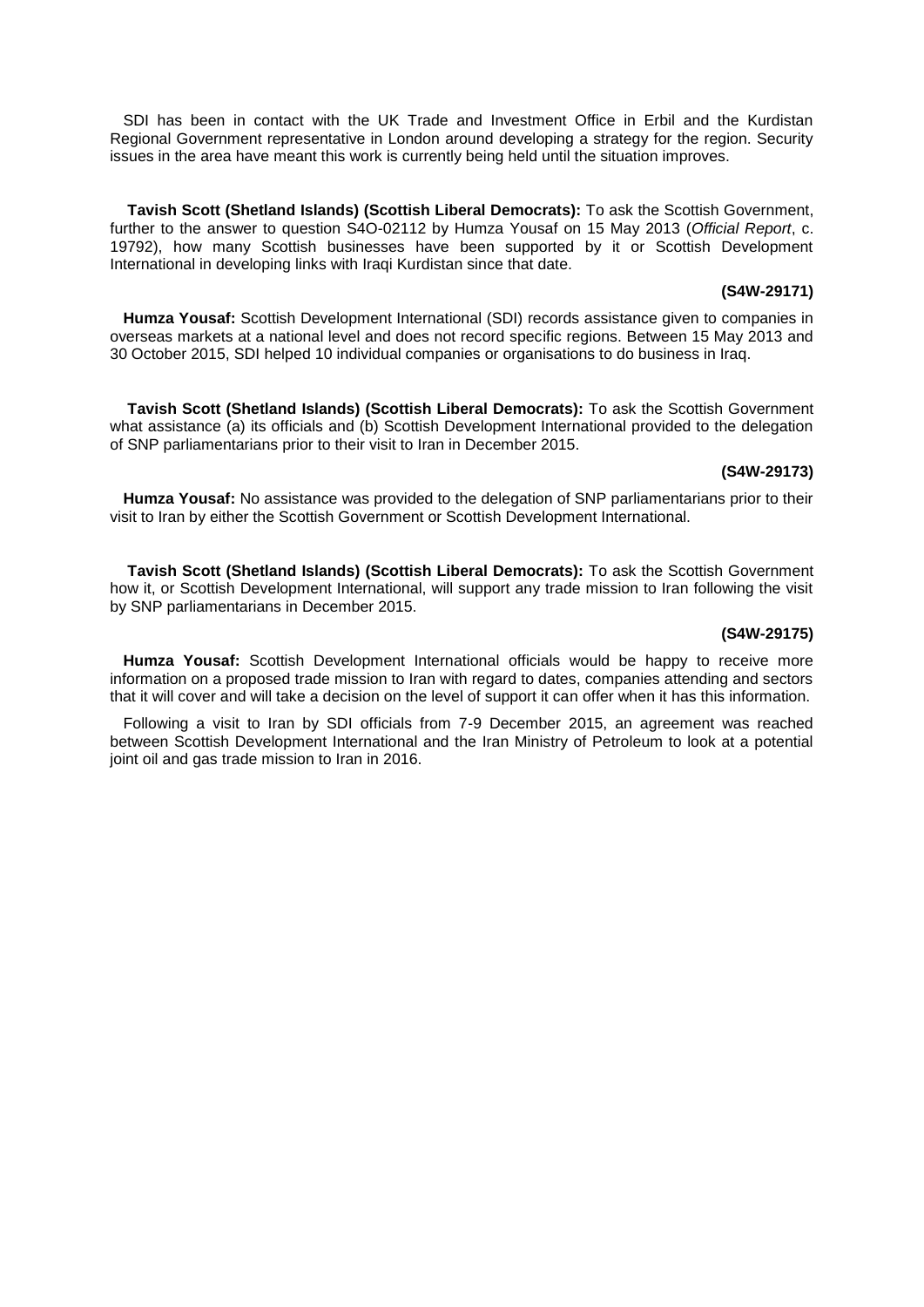SDI has been in contact with the UK Trade and Investment Office in Erbil and the Kurdistan Regional Government representative in London around developing a strategy for the region. Security issues in the area have meant this work is currently being held until the situation improves.

**Tavish Scott (Shetland Islands) (Scottish Liberal Democrats):** To ask the Scottish Government, further to the answer to question S4O-02112 by Humza Yousaf on 15 May 2013 (*Official Report*, c. 19792), how many Scottish businesses have been supported by it or Scottish Development International in developing links with Iraqi Kurdistan since that date.

**(S4W-29171)**

**Humza Yousaf:** Scottish Development International (SDI) records assistance given to companies in overseas markets at a national level and does not record specific regions. Between 15 May 2013 and 30 October 2015, SDI helped 10 individual companies or organisations to do business in Iraq.

**Tavish Scott (Shetland Islands) (Scottish Liberal Democrats):** To ask the Scottish Government what assistance (a) its officials and (b) Scottish Development International provided to the delegation of SNP parliamentarians prior to their visit to Iran in December 2015.

**(S4W-29173)**

**Humza Yousaf:** No assistance was provided to the delegation of SNP parliamentarians prior to their visit to Iran by either the Scottish Government or Scottish Development International.

**Tavish Scott (Shetland Islands) (Scottish Liberal Democrats):** To ask the Scottish Government how it, or Scottish Development International, will support any trade mission to Iran following the visit by SNP parliamentarians in December 2015.

**(S4W-29175)**

**Humza Yousaf:** Scottish Development International officials would be happy to receive more information on a proposed trade mission to Iran with regard to dates, companies attending and sectors that it will cover and will take a decision on the level of support it can offer when it has this information.

Following a visit to Iran by SDI officials from 7-9 December 2015, an agreement was reached between Scottish Development International and the Iran Ministry of Petroleum to look at a potential joint oil and gas trade mission to Iran in 2016.